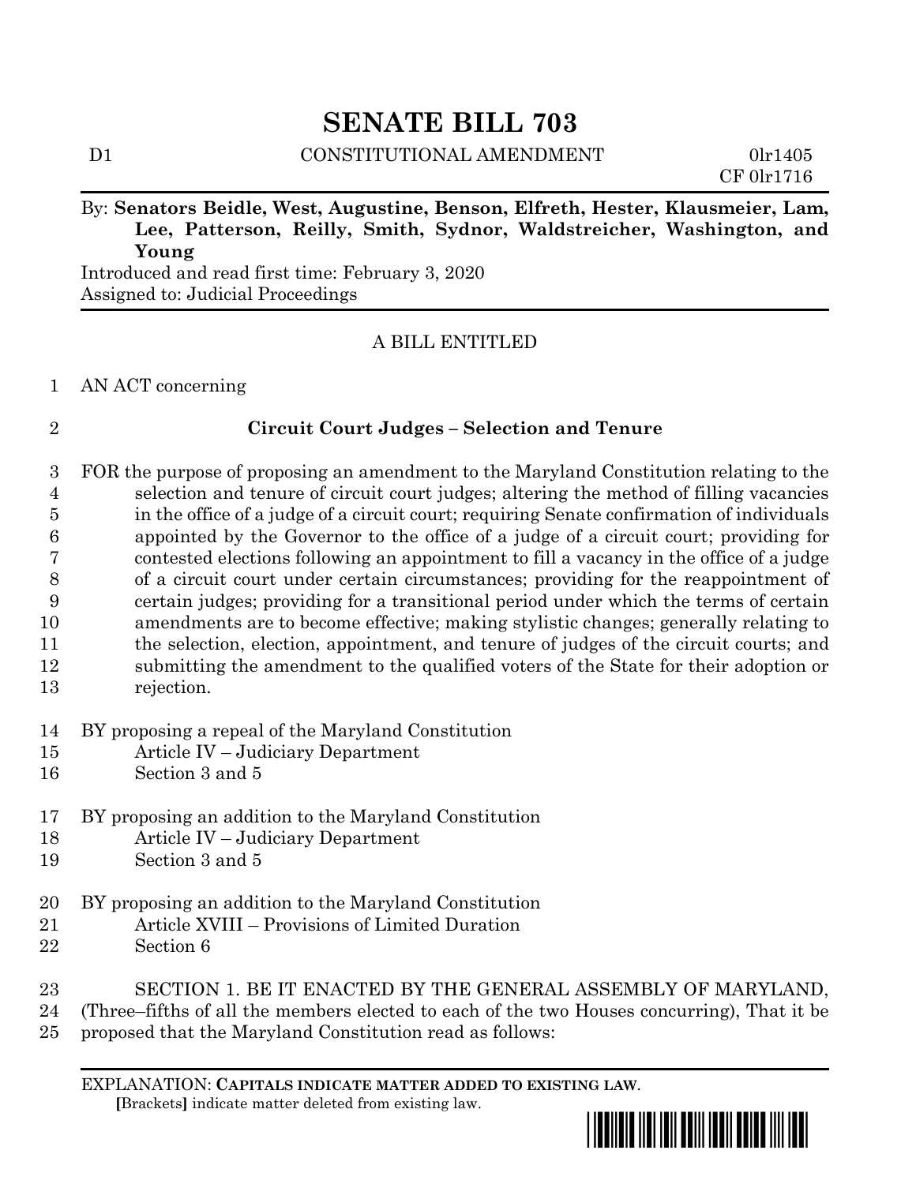# SENATE BILL 703

D1 CONSTITUTIONAL AMENDMENT 0lr1405
CF 0lr1716

By: **Senators Beidle, West, Augustine, Benson, Elfreth, Hester, Klausmeier, Lam, Lee, Patterson, Reilly, Smith, Sydnor, Waldstreicher, Washington, and Young**

Introduced and read first time: February 3, 2020
Assigned to: Judicial Proceedings

A BILL ENTITLED

1 AN ACT concerning

2 **Circuit Court Judges – Selection and Tenure**

3 FOR the purpose of proposing an amendment to the Maryland Constitution relating to the
4 selection and tenure of circuit court judges; altering the method of filling vacancies
5 in the office of a judge of a circuit court; requiring Senate confirmation of individuals
6 appointed by the Governor to the office of a judge of a circuit court; providing for
7 contested elections following an appointment to fill a vacancy in the office of a judge
8 of a circuit court under certain circumstances; providing for the reappointment of
9 certain judges; providing for a transitional period under which the terms of certain
10 amendments are to become effective; making stylistic changes; generally relating to
11 the selection, election, appointment, and tenure of judges of the circuit courts; and
12 submitting the amendment to the qualified voters of the State for their adoption or
13 rejection.

14 BY proposing a repeal of the Maryland Constitution
15 Article IV – Judiciary Department
16 Section 3 and 5

17 BY proposing an addition to the Maryland Constitution
18 Article IV – Judiciary Department
19 Section 3 and 5

20 BY proposing an addition to the Maryland Constitution
21 Article XVIII – Provisions of Limited Duration
22 Section 6

23 SECTION 1. BE IT ENACTED BY THE GENERAL ASSEMBLY OF MARYLAND,
24 (Three–fifths of all the members elected to each of the two Houses concurring), That it be
25 proposed that the Maryland Constitution read as follows:

EXPLANATION: **CAPITALS INDICATE MATTER ADDED TO EXISTING LAW.**
**[**Brackets**]** indicate matter deleted from existing law.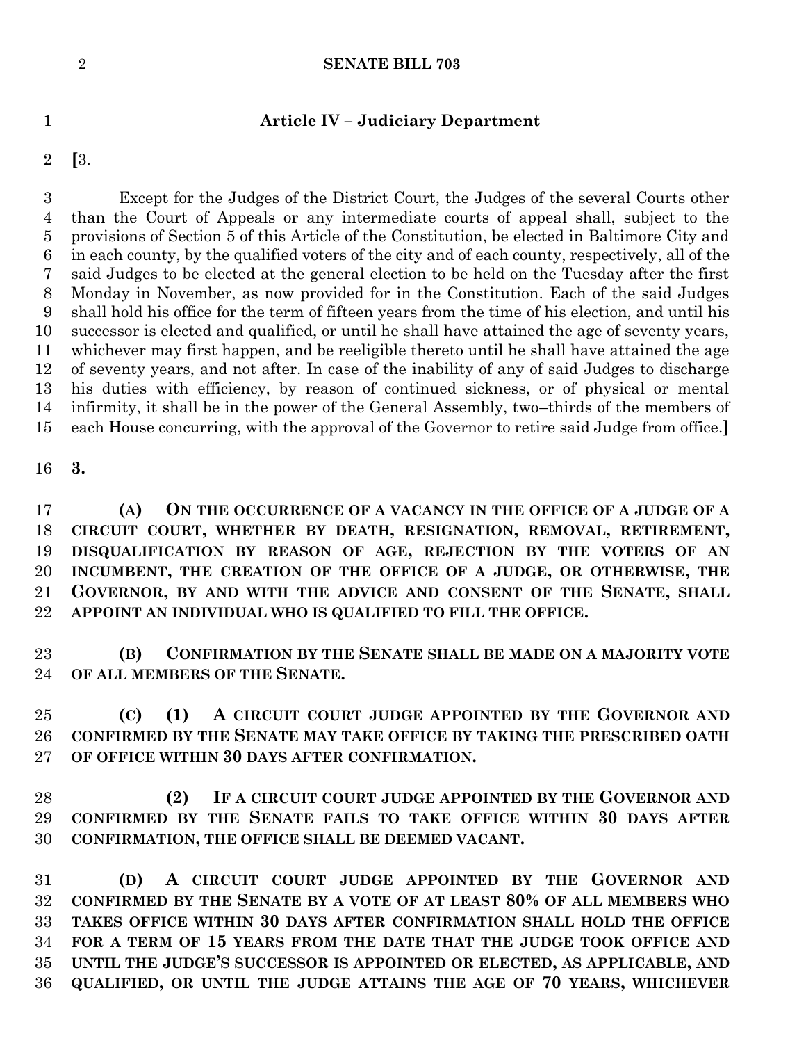**Article IV – Judiciary Department**

**[**3.

Except for the Judges of the District Court, the Judges of the several Courts other than the Court of Appeals or any intermediate courts of appeal shall, subject to the provisions of Section 5 of this Article of the Constitution, be elected in Baltimore City and in each county, by the qualified voters of the city and of each county, respectively, all of the said Judges to be elected at the general election to be held on the Tuesday after the first Monday in November, as now provided for in the Constitution. Each of the said Judges shall hold his office for the term of fifteen years from the time of his election, and until his successor is elected and qualified, or until he shall have attained the age of seventy years, whichever may first happen, and be reeligible thereto until he shall have attained the age of seventy years, and not after. In case of the inability of any of said Judges to discharge his duties with efficiency, by reason of continued sickness, or of physical or mental infirmity, it shall be in the power of the General Assembly, two–thirds of the members of each House concurring, with the approval of the Governor to retire said Judge from office.**]**

**3.**

**(A) ON THE OCCURRENCE OF A VACANCY IN THE OFFICE OF A JUDGE OF A CIRCUIT COURT, WHETHER BY DEATH, RESIGNATION, REMOVAL, RETIREMENT, DISQUALIFICATION BY REASON OF AGE, REJECTION BY THE VOTERS OF AN INCUMBENT, THE CREATION OF THE OFFICE OF A JUDGE, OR OTHERWISE, THE GOVERNOR, BY AND WITH THE ADVICE AND CONSENT OF THE SENATE, SHALL APPOINT AN INDIVIDUAL WHO IS QUALIFIED TO FILL THE OFFICE.**

**(B) CONFIRMATION BY THE SENATE SHALL BE MADE ON A MAJORITY VOTE OF ALL MEMBERS OF THE SENATE.**

**(C) (1) A CIRCUIT COURT JUDGE APPOINTED BY THE GOVERNOR AND CONFIRMED BY THE SENATE MAY TAKE OFFICE BY TAKING THE PRESCRIBED OATH OF OFFICE WITHIN 30 DAYS AFTER CONFIRMATION.**

**(2) IF A CIRCUIT COURT JUDGE APPOINTED BY THE GOVERNOR AND CONFIRMED BY THE SENATE FAILS TO TAKE OFFICE WITHIN 30 DAYS AFTER CONFIRMATION, THE OFFICE SHALL BE DEEMED VACANT.**

**(D) A CIRCUIT COURT JUDGE APPOINTED BY THE GOVERNOR AND CONFIRMED BY THE SENATE BY A VOTE OF AT LEAST 80% OF ALL MEMBERS WHO TAKES OFFICE WITHIN 30 DAYS AFTER CONFIRMATION SHALL HOLD THE OFFICE FOR A TERM OF 15 YEARS FROM THE DATE THAT THE JUDGE TOOK OFFICE AND UNTIL THE JUDGE'S SUCCESSOR IS APPOINTED OR ELECTED, AS APPLICABLE, AND QUALIFIED, OR UNTIL THE JUDGE ATTAINS THE AGE OF 70 YEARS, WHICHEVER**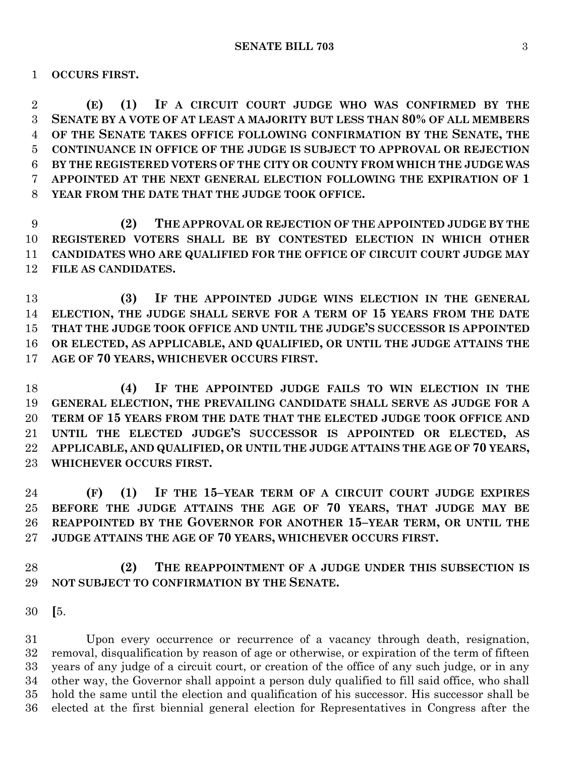**OCCURS FIRST.**

**(E) (1) IF A CIRCUIT COURT JUDGE WHO WAS CONFIRMED BY THE SENATE BY A VOTE OF AT LEAST A MAJORITY BUT LESS THAN 80% OF ALL MEMBERS OF THE SENATE TAKES OFFICE FOLLOWING CONFIRMATION BY THE SENATE, THE CONTINUANCE IN OFFICE OF THE JUDGE IS SUBJECT TO APPROVAL OR REJECTION BY THE REGISTERED VOTERS OF THE CITY OR COUNTY FROM WHICH THE JUDGE WAS APPOINTED AT THE NEXT GENERAL ELECTION FOLLOWING THE EXPIRATION OF 1 YEAR FROM THE DATE THAT THE JUDGE TOOK OFFICE.**

**(2) THE APPROVAL OR REJECTION OF THE APPOINTED JUDGE BY THE REGISTERED VOTERS SHALL BE BY CONTESTED ELECTION IN WHICH OTHER CANDIDATES WHO ARE QUALIFIED FOR THE OFFICE OF CIRCUIT COURT JUDGE MAY FILE AS CANDIDATES.**

**(3) IF THE APPOINTED JUDGE WINS ELECTION IN THE GENERAL ELECTION, THE JUDGE SHALL SERVE FOR A TERM OF 15 YEARS FROM THE DATE THAT THE JUDGE TOOK OFFICE AND UNTIL THE JUDGE'S SUCCESSOR IS APPOINTED OR ELECTED, AS APPLICABLE, AND QUALIFIED, OR UNTIL THE JUDGE ATTAINS THE AGE OF 70 YEARS, WHICHEVER OCCURS FIRST.**

**(4) IF THE APPOINTED JUDGE FAILS TO WIN ELECTION IN THE GENERAL ELECTION, THE PREVAILING CANDIDATE SHALL SERVE AS JUDGE FOR A TERM OF 15 YEARS FROM THE DATE THAT THE ELECTED JUDGE TOOK OFFICE AND UNTIL THE ELECTED JUDGE'S SUCCESSOR IS APPOINTED OR ELECTED, AS APPLICABLE, AND QUALIFIED, OR UNTIL THE JUDGE ATTAINS THE AGE OF 70 YEARS, WHICHEVER OCCURS FIRST.**

**(F) (1) IF THE 15–YEAR TERM OF A CIRCUIT COURT JUDGE EXPIRES BEFORE THE JUDGE ATTAINS THE AGE OF 70 YEARS, THAT JUDGE MAY BE REAPPOINTED BY THE GOVERNOR FOR ANOTHER 15–YEAR TERM, OR UNTIL THE JUDGE ATTAINS THE AGE OF 70 YEARS, WHICHEVER OCCURS FIRST.**

**(2) THE REAPPOINTMENT OF A JUDGE UNDER THIS SUBSECTION IS NOT SUBJECT TO CONFIRMATION BY THE SENATE.**

**[**5.

Upon every occurrence or recurrence of a vacancy through death, resignation, removal, disqualification by reason of age or otherwise, or expiration of the term of fifteen years of any judge of a circuit court, or creation of the office of any such judge, or in any other way, the Governor shall appoint a person duly qualified to fill said office, who shall hold the same until the election and qualification of his successor. His successor shall be elected at the first biennial general election for Representatives in Congress after the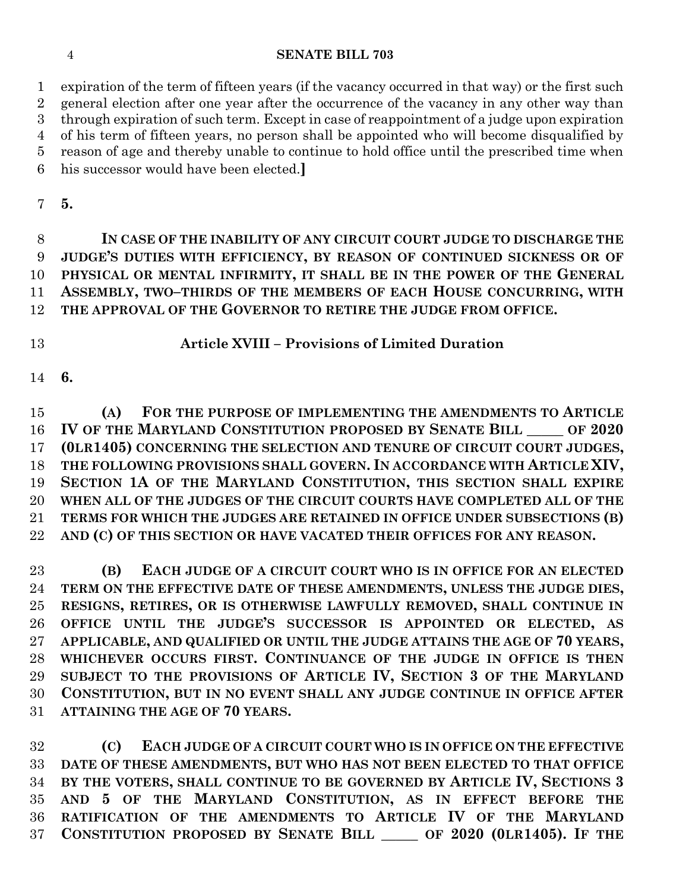expiration of the term of fifteen years (if the vacancy occurred in that way) or the first such general election after one year after the occurrence of the vacancy in any other way than through expiration of such term. Except in case of reappointment of a judge upon expiration of his term of fifteen years, no person shall be appointed who will become disqualified by reason of age and thereby unable to continue to hold office until the prescribed time when his successor would have been elected.]

**5.**

**IN CASE OF THE INABILITY OF ANY CIRCUIT COURT JUDGE TO DISCHARGE THE JUDGE'S DUTIES WITH EFFICIENCY, BY REASON OF CONTINUED SICKNESS OR OF PHYSICAL OR MENTAL INFIRMITY, IT SHALL BE IN THE POWER OF THE GENERAL ASSEMBLY, TWO–THIRDS OF THE MEMBERS OF EACH HOUSE CONCURRING, WITH THE APPROVAL OF THE GOVERNOR TO RETIRE THE JUDGE FROM OFFICE.**

## Article XVIII – Provisions of Limited Duration

**6.**

**(A) FOR THE PURPOSE OF IMPLEMENTING THE AMENDMENTS TO ARTICLE IV OF THE MARYLAND CONSTITUTION PROPOSED BY SENATE BILL _____ OF 2020 (0LR1405) CONCERNING THE SELECTION AND TENURE OF CIRCUIT COURT JUDGES, THE FOLLOWING PROVISIONS SHALL GOVERN. IN ACCORDANCE WITH ARTICLE XIV, SECTION 1A OF THE MARYLAND CONSTITUTION, THIS SECTION SHALL EXPIRE WHEN ALL OF THE JUDGES OF THE CIRCUIT COURTS HAVE COMPLETED ALL OF THE TERMS FOR WHICH THE JUDGES ARE RETAINED IN OFFICE UNDER SUBSECTIONS (B) AND (C) OF THIS SECTION OR HAVE VACATED THEIR OFFICES FOR ANY REASON.**

**(B) EACH JUDGE OF A CIRCUIT COURT WHO IS IN OFFICE FOR AN ELECTED TERM ON THE EFFECTIVE DATE OF THESE AMENDMENTS, UNLESS THE JUDGE DIES, RESIGNS, RETIRES, OR IS OTHERWISE LAWFULLY REMOVED, SHALL CONTINUE IN OFFICE UNTIL THE JUDGE'S SUCCESSOR IS APPOINTED OR ELECTED, AS APPLICABLE, AND QUALIFIED OR UNTIL THE JUDGE ATTAINS THE AGE OF 70 YEARS, WHICHEVER OCCURS FIRST. CONTINUANCE OF THE JUDGE IN OFFICE IS THEN SUBJECT TO THE PROVISIONS OF ARTICLE IV, SECTION 3 OF THE MARYLAND CONSTITUTION, BUT IN NO EVENT SHALL ANY JUDGE CONTINUE IN OFFICE AFTER ATTAINING THE AGE OF 70 YEARS.**

**(C) EACH JUDGE OF A CIRCUIT COURT WHO IS IN OFFICE ON THE EFFECTIVE DATE OF THESE AMENDMENTS, BUT WHO HAS NOT BEEN ELECTED TO THAT OFFICE BY THE VOTERS, SHALL CONTINUE TO BE GOVERNED BY ARTICLE IV, SECTIONS 3 AND 5 OF THE MARYLAND CONSTITUTION, AS IN EFFECT BEFORE THE RATIFICATION OF THE AMENDMENTS TO ARTICLE IV OF THE MARYLAND CONSTITUTION PROPOSED BY SENATE BILL _____ OF 2020 (0LR1405). IF THE**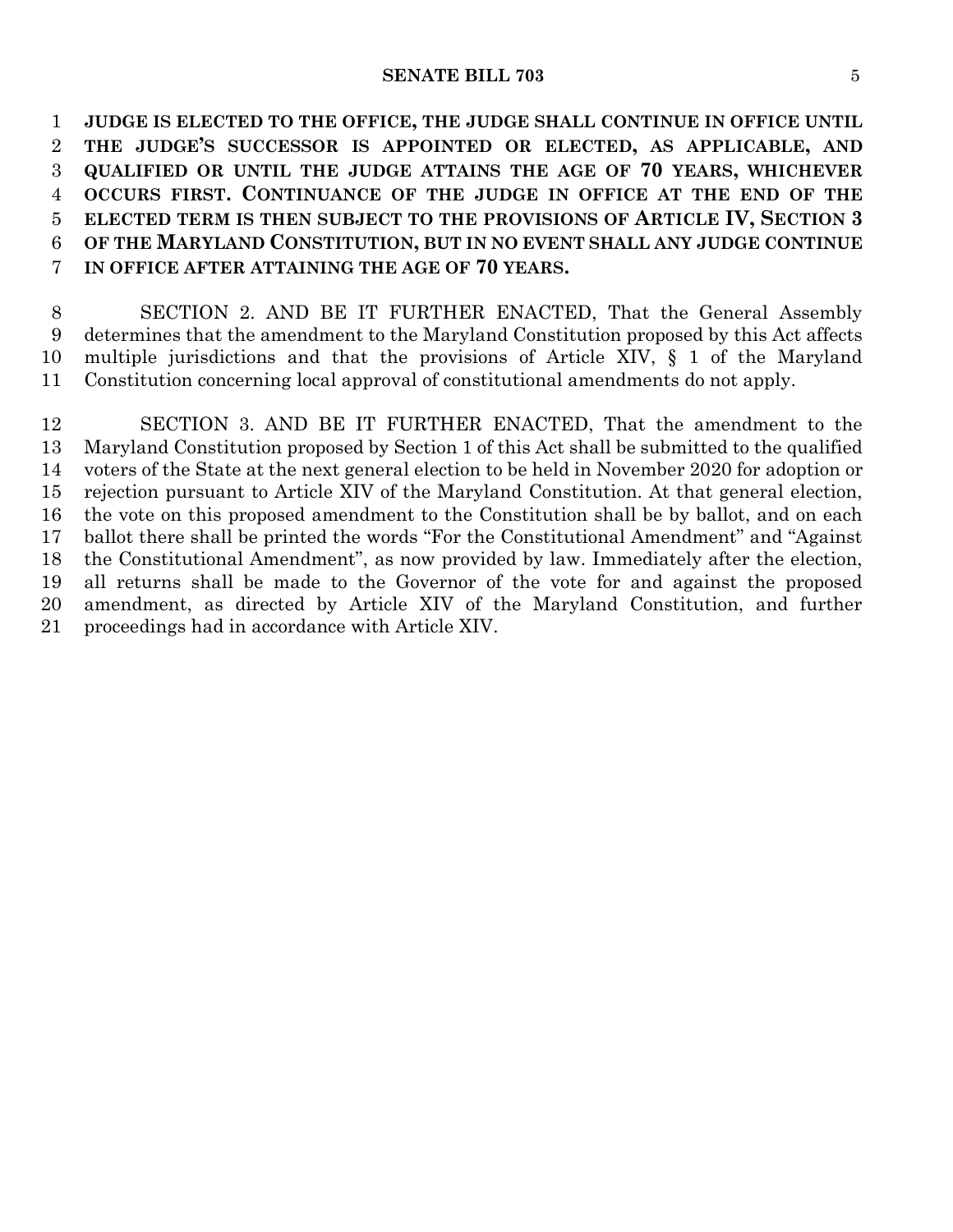**JUDGE IS ELECTED TO THE OFFICE, THE JUDGE SHALL CONTINUE IN OFFICE UNTIL THE JUDGE'S SUCCESSOR IS APPOINTED OR ELECTED, AS APPLICABLE, AND QUALIFIED OR UNTIL THE JUDGE ATTAINS THE AGE OF 70 YEARS, WHICHEVER OCCURS FIRST. CONTINUANCE OF THE JUDGE IN OFFICE AT THE END OF THE ELECTED TERM IS THEN SUBJECT TO THE PROVISIONS OF ARTICLE IV, SECTION 3 OF THE MARYLAND CONSTITUTION, BUT IN NO EVENT SHALL ANY JUDGE CONTINUE IN OFFICE AFTER ATTAINING THE AGE OF 70 YEARS.**

SECTION 2. AND BE IT FURTHER ENACTED, That the General Assembly determines that the amendment to the Maryland Constitution proposed by this Act affects multiple jurisdictions and that the provisions of Article XIV, § 1 of the Maryland Constitution concerning local approval of constitutional amendments do not apply.

SECTION 3. AND BE IT FURTHER ENACTED, That the amendment to the Maryland Constitution proposed by Section 1 of this Act shall be submitted to the qualified voters of the State at the next general election to be held in November 2020 for adoption or rejection pursuant to Article XIV of the Maryland Constitution. At that general election, the vote on this proposed amendment to the Constitution shall be by ballot, and on each ballot there shall be printed the words "For the Constitutional Amendment" and "Against the Constitutional Amendment", as now provided by law. Immediately after the election, all returns shall be made to the Governor of the vote for and against the proposed amendment, as directed by Article XIV of the Maryland Constitution, and further proceedings had in accordance with Article XIV.